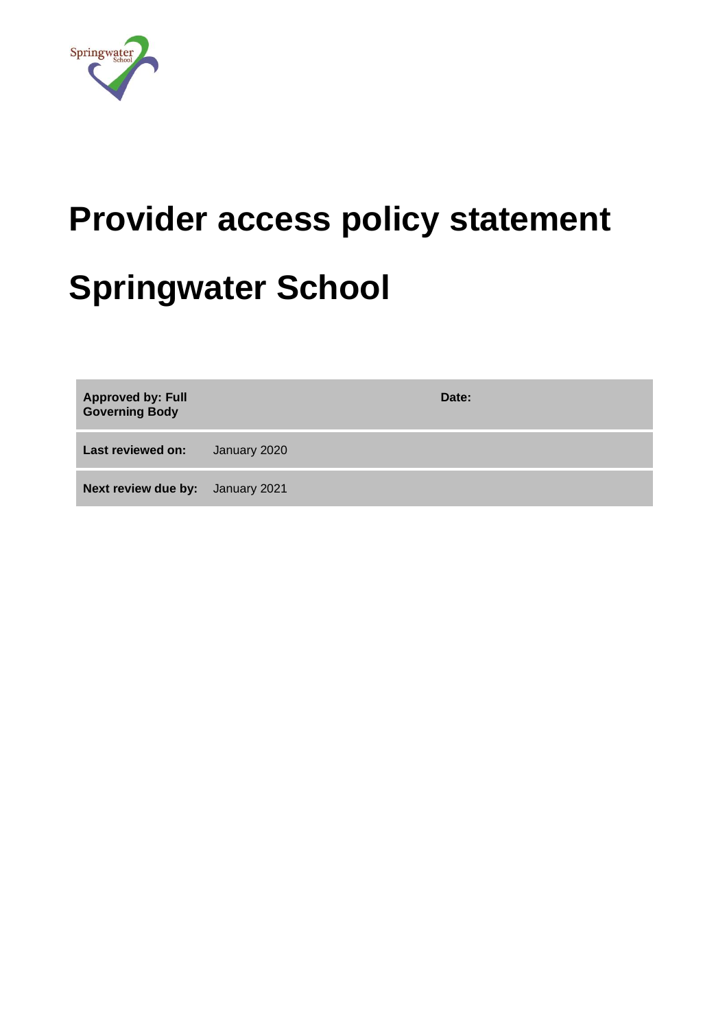# Provider access policy statement

# Springwater School

| **Approved by: Full Governing Body** | | **Date:** |
|---|---|---|
| **Last reviewed on:** | January 2020 | |
| **Next review due by:** | January 2021 | |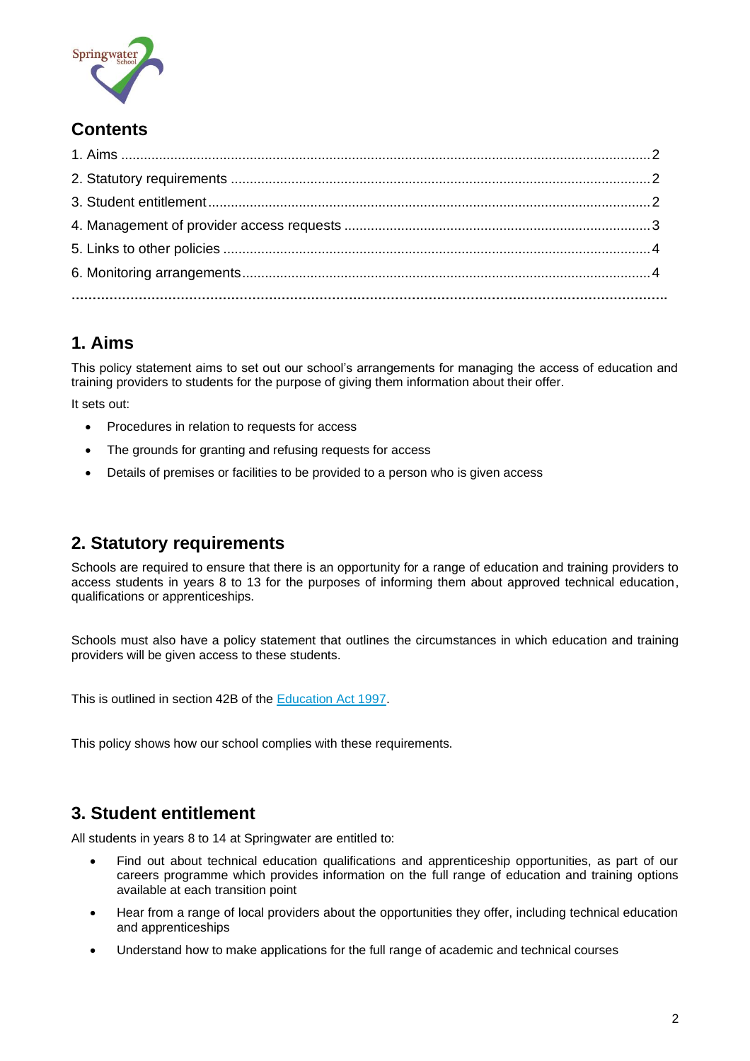## Contents

1. Aims ........................................................................................................................... 2
2. Statutory requirements ................................................................................................ 2
3. Student entitlement ...................................................................................................... 2
4. Management of provider access requests ................................................................... 3
5. Links to other policies .................................................................................................. 4
6. Monitoring arrangements ............................................................................................. 4

## 1. Aims

This policy statement aims to set out our school's arrangements for managing the access of education and training providers to students for the purpose of giving them information about their offer.

It sets out:

- Procedures in relation to requests for access
- The grounds for granting and refusing requests for access
- Details of premises or facilities to be provided to a person who is given access

## 2. Statutory requirements

Schools are required to ensure that there is an opportunity for a range of education and training providers to access students in years 8 to 13 for the purposes of informing them about approved technical education, qualifications or apprenticeships.

Schools must also have a policy statement that outlines the circumstances in which education and training providers will be given access to these students.

This is outlined in section 42B of the [Education Act 1997](Education Act 1997).

This policy shows how our school complies with these requirements.

## 3. Student entitlement

All students in years 8 to 14 at Springwater are entitled to:

- Find out about technical education qualifications and apprenticeship opportunities, as part of our careers programme which provides information on the full range of education and training options available at each transition point
- Hear from a range of local providers about the opportunities they offer, including technical education and apprenticeships
- Understand how to make applications for the full range of academic and technical courses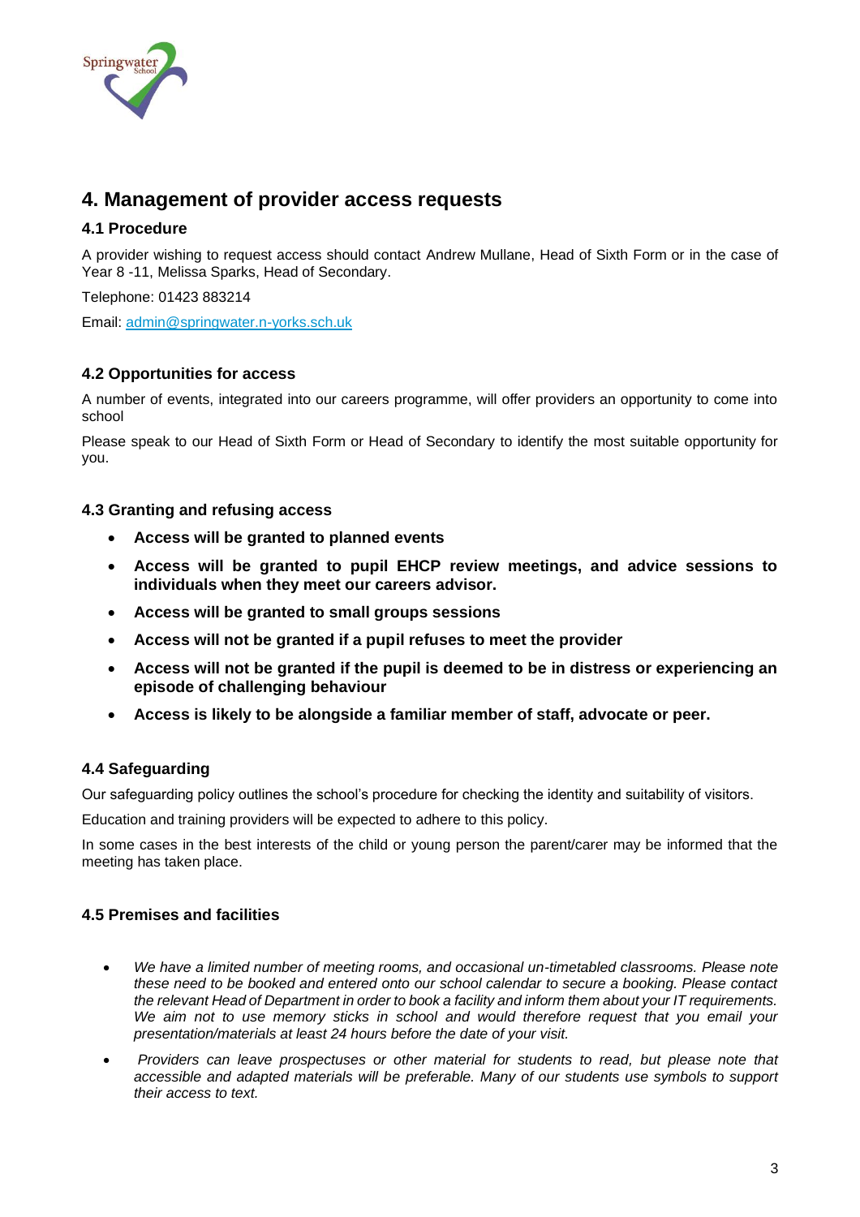# 4. Management of provider access requests

## 4.1 Procedure

A provider wishing to request access should contact Andrew Mullane, Head of Sixth Form or in the case of Year 8 -11, Melissa Sparks, Head of Secondary.

Telephone: 01423 883214

Email: admin@springwater.n-yorks.sch.uk

## 4.2 Opportunities for access

A number of events, integrated into our careers programme, will offer providers an opportunity to come into school

Please speak to our Head of Sixth Form or Head of Secondary to identify the most suitable opportunity for you.

## 4.3 Granting and refusing access

- **Access will be granted to planned events**
- **Access will be granted to pupil EHCP review meetings, and advice sessions to individuals when they meet our careers advisor.**
- **Access will be granted to small groups sessions**
- **Access will not be granted if a pupil refuses to meet the provider**
- **Access will not be granted if the pupil is deemed to be in distress or experiencing an episode of challenging behaviour**
- **Access is likely to be alongside a familiar member of staff, advocate or peer.**

## 4.4 Safeguarding

Our safeguarding policy outlines the school's procedure for checking the identity and suitability of visitors.

Education and training providers will be expected to adhere to this policy.

In some cases in the best interests of the child or young person the parent/carer may be informed that the meeting has taken place.

## 4.5 Premises and facilities

- *We have a limited number of meeting rooms, and occasional un-timetabled classrooms. Please note these need to be booked and entered onto our school calendar to secure a booking. Please contact the relevant Head of Department in order to book a facility and inform them about your IT requirements. We aim not to use memory sticks in school and would therefore request that you email your presentation/materials at least 24 hours before the date of your visit.*
- *Providers can leave prospectuses or other material for students to read, but please note that accessible and adapted materials will be preferable. Many of our students use symbols to support their access to text.*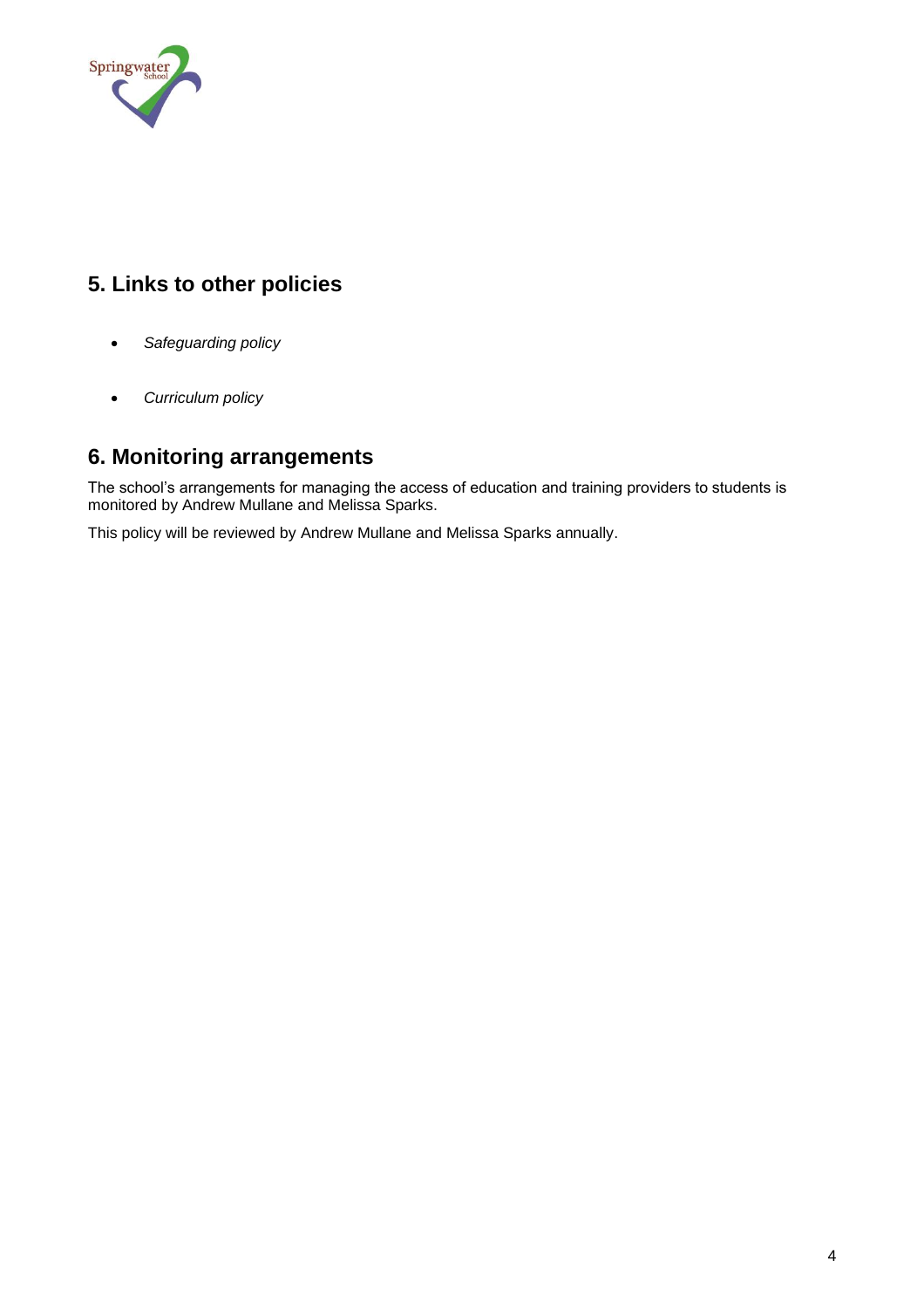## 5. Links to other policies

- *Safeguarding policy*
- *Curriculum policy*

## 6. Monitoring arrangements

The school's arrangements for managing the access of education and training providers to students is monitored by Andrew Mullane and Melissa Sparks.

This policy will be reviewed by Andrew Mullane and Melissa Sparks annually.